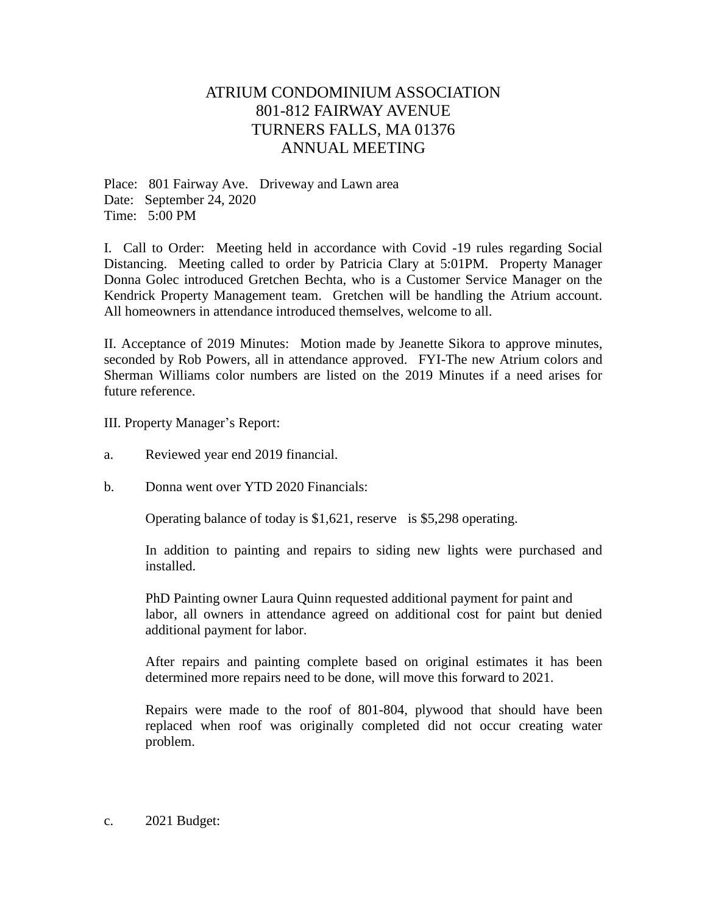# ATRIUM CONDOMINIUM ASSOCIATION
## 801-812 FAIRWAY AVENUE
## TURNERS FALLS, MA 01376
## ANNUAL MEETING

Place: 801 Fairway Ave. Driveway and Lawn area
Date: September 24, 2020
Time: 5:00 PM

I. Call to Order: Meeting held in accordance with Covid -19 rules regarding Social Distancing. Meeting called to order by Patricia Clary at 5:01PM. Property Manager Donna Golec introduced Gretchen Bechta, who is a Customer Service Manager on the Kendrick Property Management team. Gretchen will be handling the Atrium account. All homeowners in attendance introduced themselves, welcome to all.

II. Acceptance of 2019 Minutes: Motion made by Jeanette Sikora to approve minutes, seconded by Rob Powers, all in attendance approved. FYI-The new Atrium colors and Sherman Williams color numbers are listed on the 2019 Minutes if a need arises for future reference.

III. Property Manager's Report:

a. Reviewed year end 2019 financial.

b. Donna went over YTD 2020 Financials:

   Operating balance of today is $1,621, reserve is $5,298 operating.

   In addition to painting and repairs to siding new lights were purchased and installed.

   PhD Painting owner Laura Quinn requested additional payment for paint and labor, all owners in attendance agreed on additional cost for paint but denied additional payment for labor.

   After repairs and painting complete based on original estimates it has been determined more repairs need to be done, will move this forward to 2021.

   Repairs were made to the roof of 801-804, plywood that should have been replaced when roof was originally completed did not occur creating water problem.

c. 2021 Budget: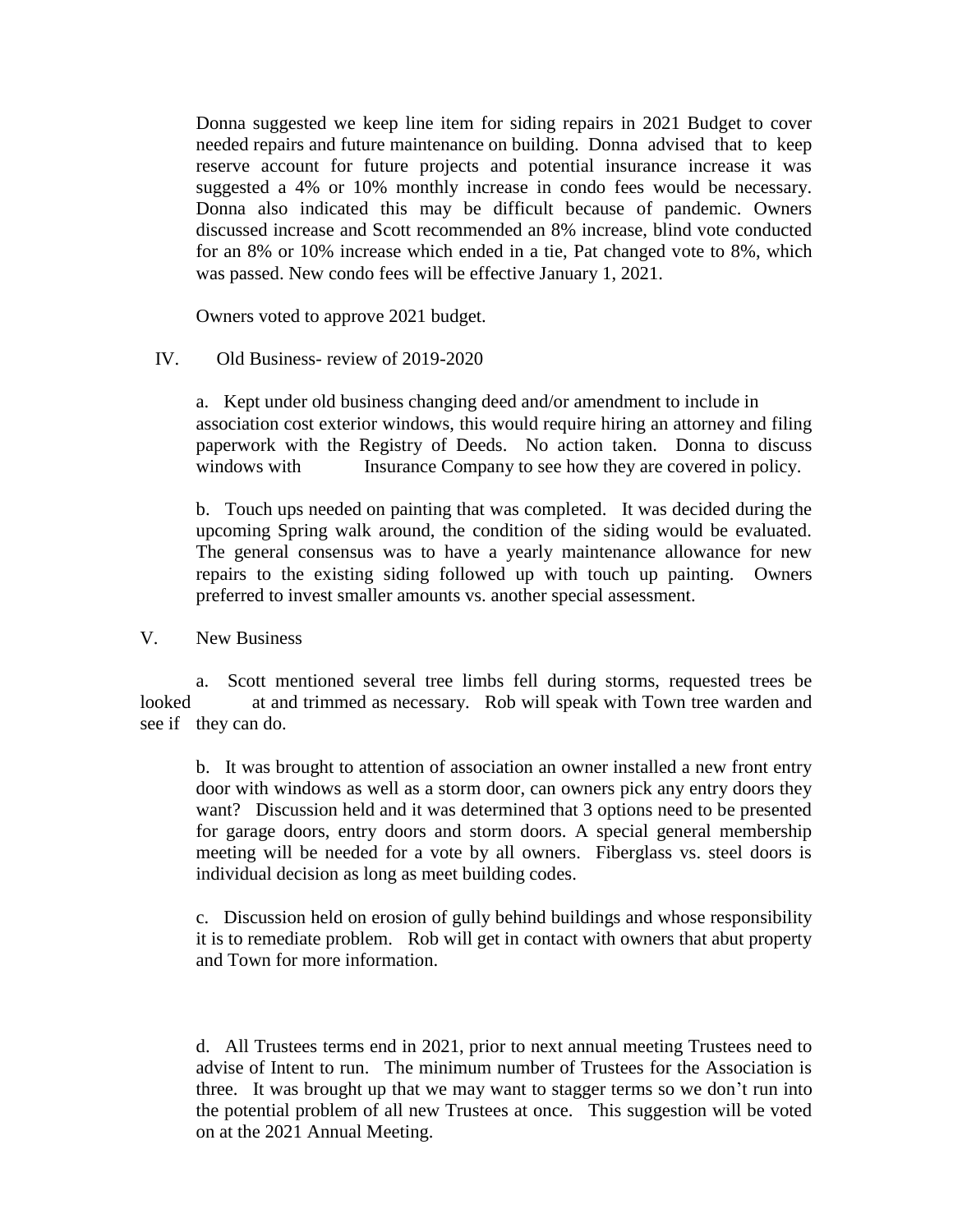Donna suggested we keep line item for siding repairs in 2021 Budget to cover needed repairs and future maintenance on building. Donna advised that to keep reserve account for future projects and potential insurance increase it was suggested a 4% or 10% monthly increase in condo fees would be necessary. Donna also indicated this may be difficult because of pandemic. Owners discussed increase and Scott recommended an 8% increase, blind vote conducted for an 8% or 10% increase which ended in a tie, Pat changed vote to 8%, which was passed. New condo fees will be effective January 1, 2021.

Owners voted to approve 2021 budget.

IV. Old Business- review of 2019-2020

a. Kept under old business changing deed and/or amendment to include in association cost exterior windows, this would require hiring an attorney and filing paperwork with the Registry of Deeds. No action taken. Donna to discuss windows with Insurance Company to see how they are covered in policy.

b. Touch ups needed on painting that was completed. It was decided during the upcoming Spring walk around, the condition of the siding would be evaluated. The general consensus was to have a yearly maintenance allowance for new repairs to the existing siding followed up with touch up painting. Owners preferred to invest smaller amounts vs. another special assessment.

V. New Business

a. Scott mentioned several tree limbs fell during storms, requested trees be looked at and trimmed as necessary. Rob will speak with Town tree warden and see if they can do.

b. It was brought to attention of association an owner installed a new front entry door with windows as well as a storm door, can owners pick any entry doors they want? Discussion held and it was determined that 3 options need to be presented for garage doors, entry doors and storm doors. A special general membership meeting will be needed for a vote by all owners. Fiberglass vs. steel doors is individual decision as long as meet building codes.

c. Discussion held on erosion of gully behind buildings and whose responsibility it is to remediate problem. Rob will get in contact with owners that abut property and Town for more information.

d. All Trustees terms end in 2021, prior to next annual meeting Trustees need to advise of Intent to run. The minimum number of Trustees for the Association is three. It was brought up that we may want to stagger terms so we don't run into the potential problem of all new Trustees at once. This suggestion will be voted on at the 2021 Annual Meeting.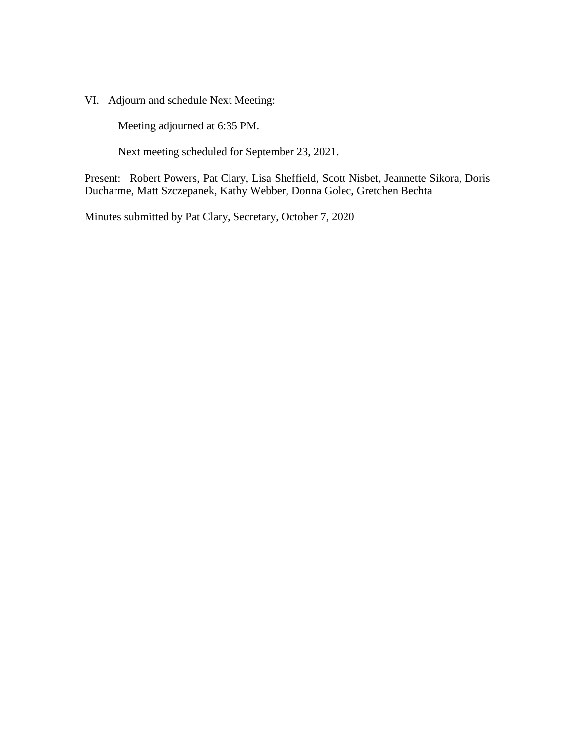VI. Adjourn and schedule Next Meeting:

Meeting adjourned at 6:35 PM.

Next meeting scheduled for September 23, 2021.

Present: Robert Powers, Pat Clary, Lisa Sheffield, Scott Nisbet, Jeannette Sikora, Doris Ducharme, Matt Szczepanek, Kathy Webber, Donna Golec, Gretchen Bechta

Minutes submitted by Pat Clary, Secretary, October 7, 2020